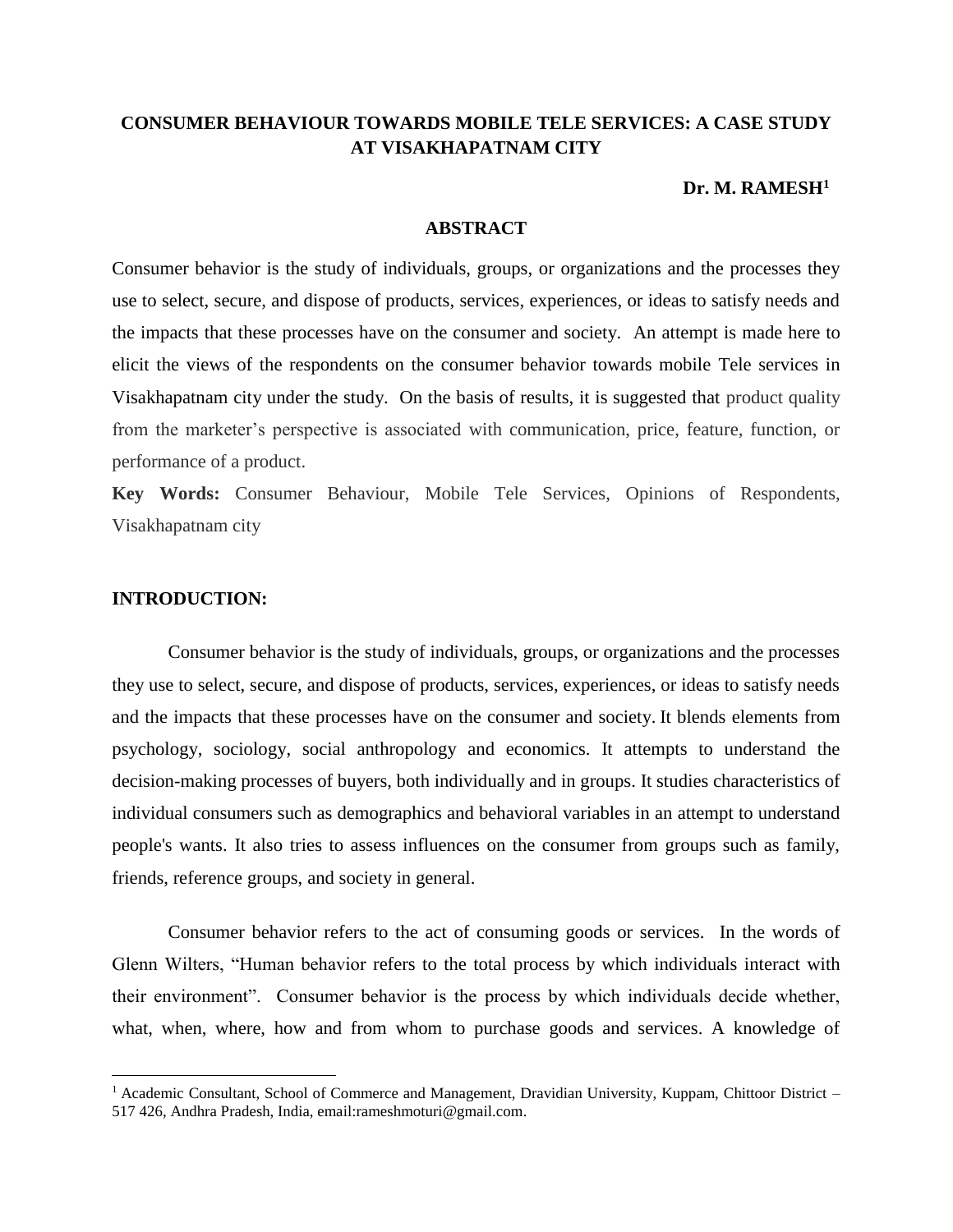# CONSUMER BEHAVIOUR TOWARDS MOBILE TELE SERVICES: A CASE STUDY AT VISAKHAPATNAM CITY

**Dr. M. RAMESH[1]**

## ABSTRACT

Consumer behavior is the study of individuals, groups, or organizations and the processes they use to select, secure, and dispose of products, services, experiences, or ideas to satisfy needs and the impacts that these processes have on the consumer and society. An attempt is made here to elicit the views of the respondents on the consumer behavior towards mobile Tele services in Visakhapatnam city under the study. On the basis of results, it is suggested that product quality from the marketer's perspective is associated with communication, price, feature, function, or performance of a product.

**Key Words:** Consumer Behaviour, Mobile Tele Services, Opinions of Respondents, Visakhapatnam city

## INTRODUCTION:

Consumer behavior is the study of individuals, groups, or organizations and the processes they use to select, secure, and dispose of products, services, experiences, or ideas to satisfy needs and the impacts that these processes have on the consumer and society. It blends elements from psychology, sociology, social anthropology and economics. It attempts to understand the decision-making processes of buyers, both individually and in groups. It studies characteristics of individual consumers such as demographics and behavioral variables in an attempt to understand people's wants. It also tries to assess influences on the consumer from groups such as family, friends, reference groups, and society in general.

Consumer behavior refers to the act of consuming goods or services. In the words of Glenn Wilters, "Human behavior refers to the total process by which individuals interact with their environment". Consumer behavior is the process by which individuals decide whether, what, when, where, how and from whom to purchase goods and services. A knowledge of

---

[1] Academic Consultant, School of Commerce and Management, Dravidian University, Kuppam, Chittoor District – 517 426, Andhra Pradesh, India, email:rameshmoturi@gmail.com.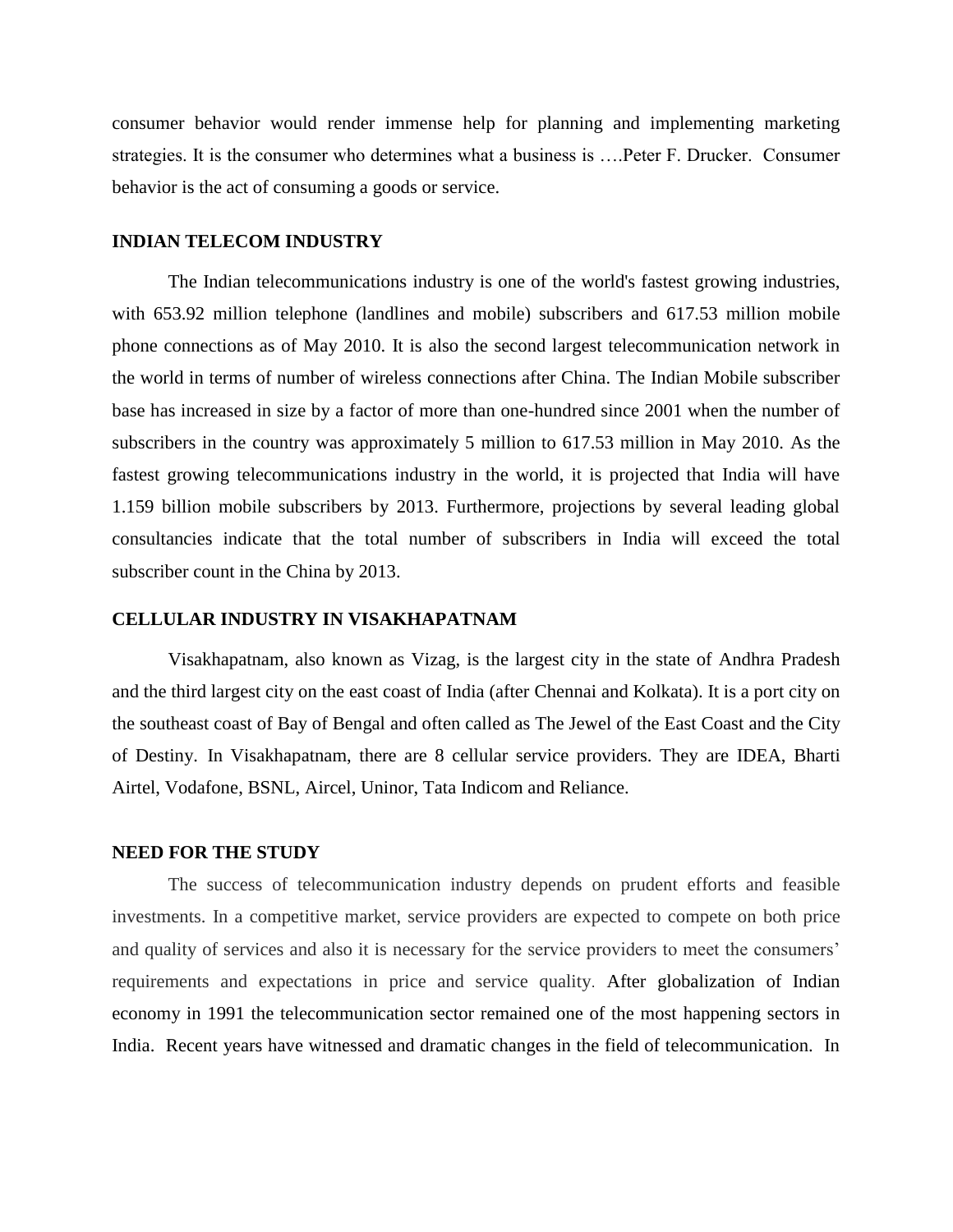consumer behavior would render immense help for planning and implementing marketing strategies. It is the consumer who determines what a business is ….Peter F. Drucker. Consumer behavior is the act of consuming a goods or service.

## INDIAN TELECOM INDUSTRY

The Indian telecommunications industry is one of the world's fastest growing industries, with 653.92 million telephone (landlines and mobile) subscribers and 617.53 million mobile phone connections as of May 2010. It is also the second largest telecommunication network in the world in terms of number of wireless connections after China. The Indian Mobile subscriber base has increased in size by a factor of more than one-hundred since 2001 when the number of subscribers in the country was approximately 5 million to 617.53 million in May 2010. As the fastest growing telecommunications industry in the world, it is projected that India will have 1.159 billion mobile subscribers by 2013. Furthermore, projections by several leading global consultancies indicate that the total number of subscribers in India will exceed the total subscriber count in the China by 2013.

## CELLULAR INDUSTRY IN VISAKHAPATNAM

Visakhapatnam, also known as Vizag, is the largest city in the state of Andhra Pradesh and the third largest city on the east coast of India (after Chennai and Kolkata). It is a port city on the southeast coast of Bay of Bengal and often called as The Jewel of the East Coast and the City of Destiny. In Visakhapatnam, there are 8 cellular service providers. They are IDEA, Bharti Airtel, Vodafone, BSNL, Aircel, Uninor, Tata Indicom and Reliance.

## NEED FOR THE STUDY

The success of telecommunication industry depends on prudent efforts and feasible investments. In a competitive market, service providers are expected to compete on both price and quality of services and also it is necessary for the service providers to meet the consumers' requirements and expectations in price and service quality. After globalization of Indian economy in 1991 the telecommunication sector remained one of the most happening sectors in India. Recent years have witnessed and dramatic changes in the field of telecommunication. In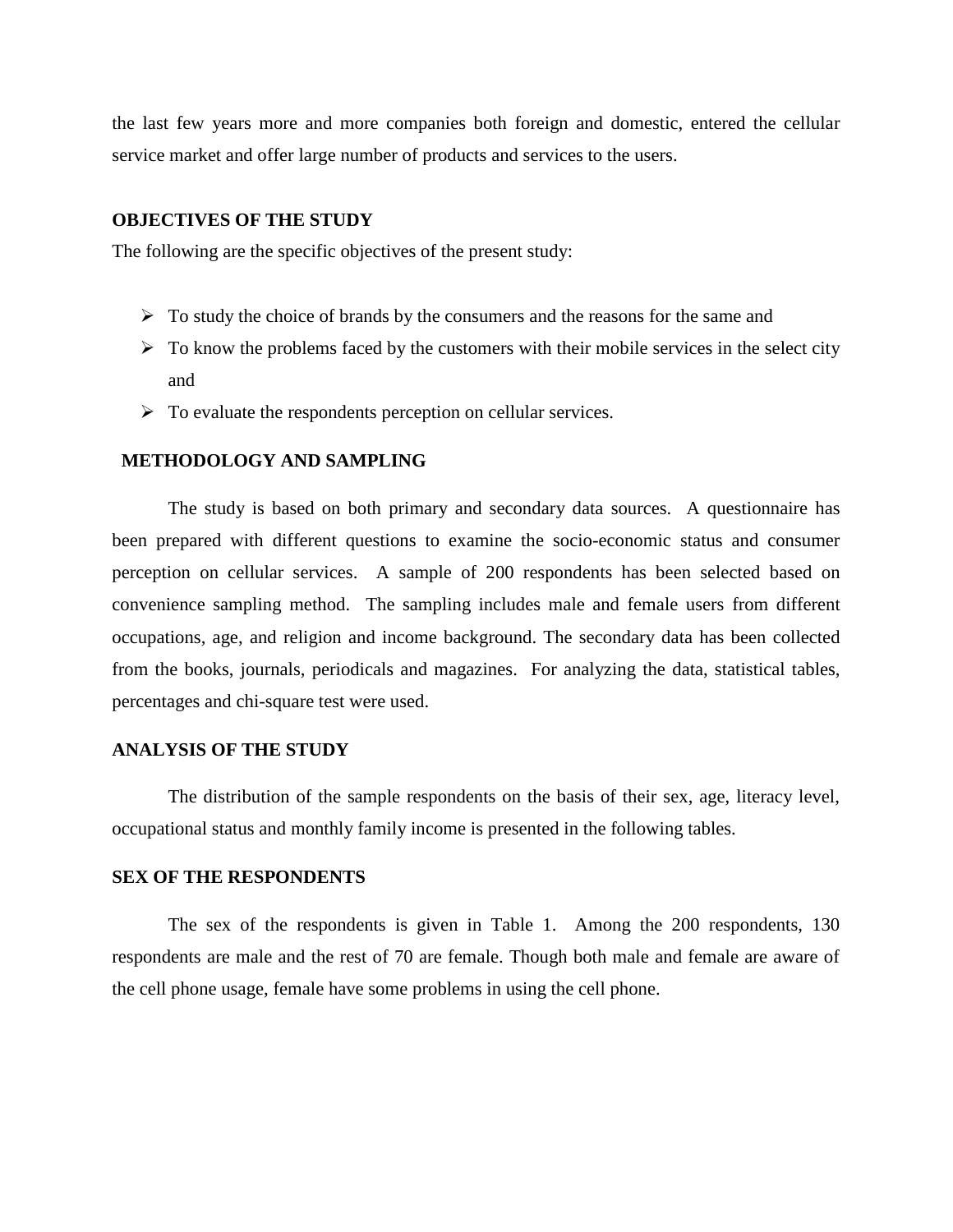the last few years more and more companies both foreign and domestic, entered the cellular service market and offer large number of products and services to the users.

## OBJECTIVES OF THE STUDY

The following are the specific objectives of the present study:

- To study the choice of brands by the consumers and the reasons for the same and
- To know the problems faced by the customers with their mobile services in the select city and
- To evaluate the respondents perception on cellular services.

## METHODOLOGY AND SAMPLING

The study is based on both primary and secondary data sources. A questionnaire has been prepared with different questions to examine the socio-economic status and consumer perception on cellular services. A sample of 200 respondents has been selected based on convenience sampling method. The sampling includes male and female users from different occupations, age, and religion and income background. The secondary data has been collected from the books, journals, periodicals and magazines. For analyzing the data, statistical tables, percentages and chi-square test were used.

## ANALYSIS OF THE STUDY

The distribution of the sample respondents on the basis of their sex, age, literacy level, occupational status and monthly family income is presented in the following tables.

## SEX OF THE RESPONDENTS

The sex of the respondents is given in Table 1. Among the 200 respondents, 130 respondents are male and the rest of 70 are female. Though both male and female are aware of the cell phone usage, female have some problems in using the cell phone.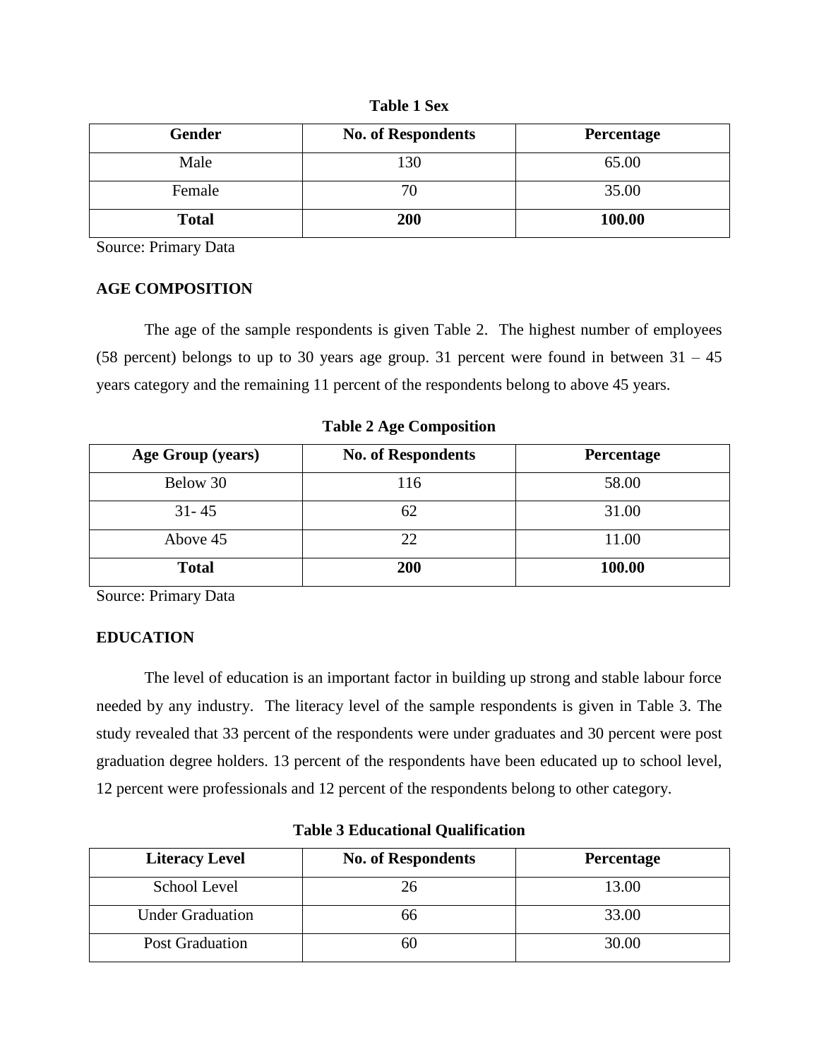**Table 1 Sex**

| Gender | No. of Respondents | Percentage |
|---|---|---|
| Male | 130 | 65.00 |
| Female | 70 | 35.00 |
| **Total** | **200** | **100.00** |

Source: Primary Data

## AGE COMPOSITION

The age of the sample respondents is given Table 2. The highest number of employees (58 percent) belongs to up to 30 years age group. 31 percent were found in between 31 – 45 years category and the remaining 11 percent of the respondents belong to above 45 years.

**Table 2 Age Composition**

| Age Group (years) | No. of Respondents | Percentage |
|---|---|---|
| Below 30 | 116 | 58.00 |
| 31- 45 | 62 | 31.00 |
| Above 45 | 22 | 11.00 |
| **Total** | **200** | **100.00** |

Source: Primary Data

## EDUCATION

The level of education is an important factor in building up strong and stable labour force needed by any industry. The literacy level of the sample respondents is given in Table 3. The study revealed that 33 percent of the respondents were under graduates and 30 percent were post graduation degree holders. 13 percent of the respondents have been educated up to school level, 12 percent were professionals and 12 percent of the respondents belong to other category.

**Table 3 Educational Qualification**

| Literacy Level | No. of Respondents | Percentage |
|---|---|---|
| School Level | 26 | 13.00 |
| Under Graduation | 66 | 33.00 |
| Post Graduation | 60 | 30.00 |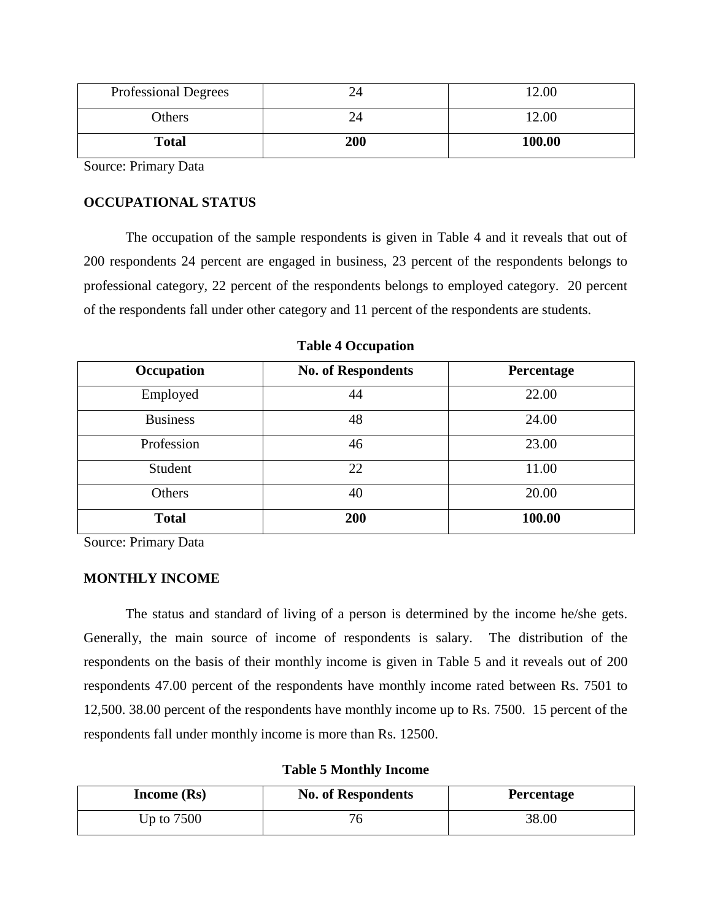| Professional Degrees | 24 | 12.00 |
|---|---|---|
| Others | 24 | 12.00 |
| **Total** | **200** | **100.00** |

Source: Primary Data

**OCCUPATIONAL STATUS**

The occupation of the sample respondents is given in Table 4 and it reveals that out of 200 respondents 24 percent are engaged in business, 23 percent of the respondents belongs to professional category, 22 percent of the respondents belongs to employed category. 20 percent of the respondents fall under other category and 11 percent of the respondents are students.

**Table 4 Occupation**

| Occupation | No. of Respondents | Percentage |
|---|---|---|
| Employed | 44 | 22.00 |
| Business | 48 | 24.00 |
| Profession | 46 | 23.00 |
| Student | 22 | 11.00 |
| Others | 40 | 20.00 |
| **Total** | **200** | **100.00** |

Source: Primary Data

**MONTHLY INCOME**

The status and standard of living of a person is determined by the income he/she gets. Generally, the main source of income of respondents is salary. The distribution of the respondents on the basis of their monthly income is given in Table 5 and it reveals out of 200 respondents 47.00 percent of the respondents have monthly income rated between Rs. 7501 to 12,500. 38.00 percent of the respondents have monthly income up to Rs. 7500. 15 percent of the respondents fall under monthly income is more than Rs. 12500.

**Table 5 Monthly Income**

| Income (Rs) | No. of Respondents | Percentage |
|---|---|---|
| Up to 7500 | 76 | 38.00 |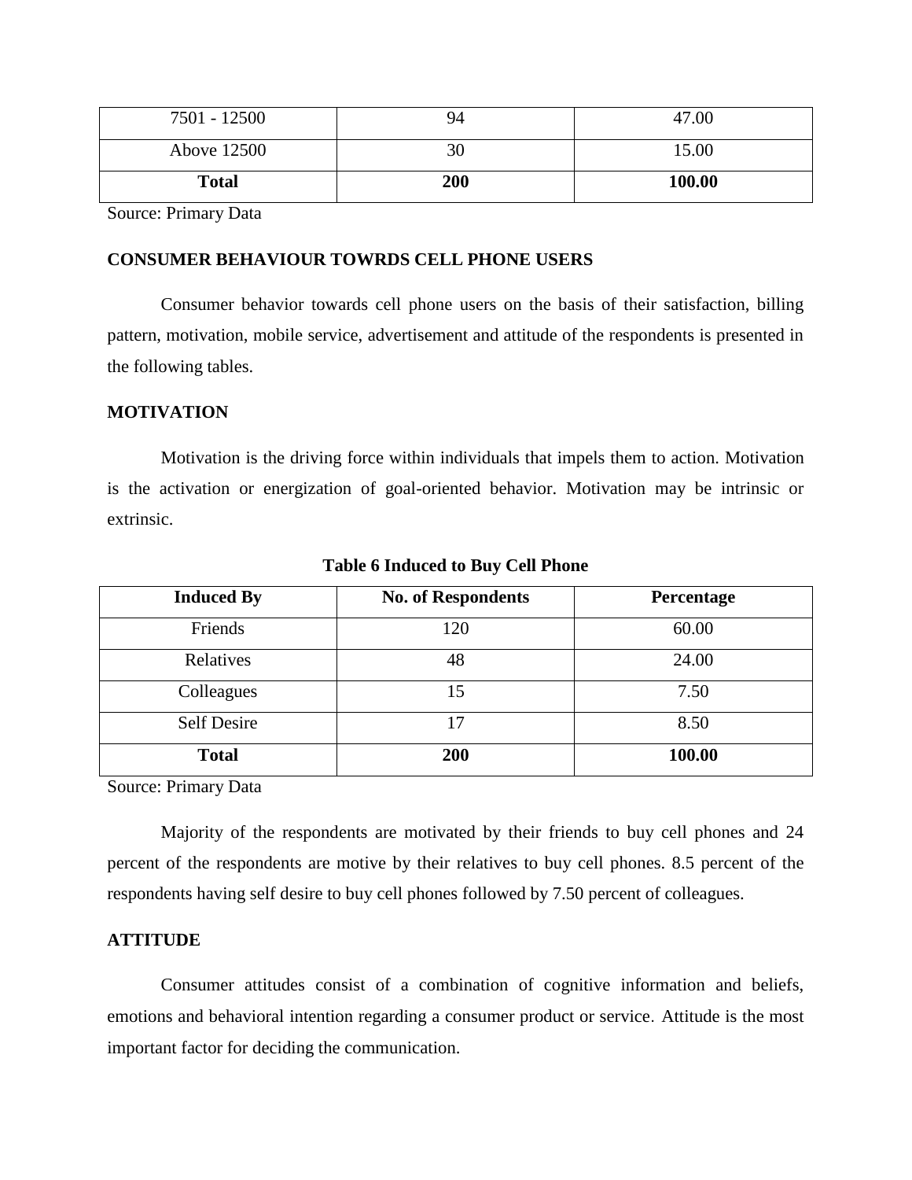| 7501 - 12500 | 94 | 47.00 |
|---|---|---|
| Above 12500 | 30 | 15.00 |
| **Total** | **200** | **100.00** |

Source: Primary Data

**CONSUMER BEHAVIOUR TOWRDS CELL PHONE USERS**

Consumer behavior towards cell phone users on the basis of their satisfaction, billing pattern, motivation, mobile service, advertisement and attitude of the respondents is presented in the following tables.

**MOTIVATION**

Motivation is the driving force within individuals that impels them to action. Motivation is the activation or energization of goal-oriented behavior. Motivation may be intrinsic or extrinsic.

**Table 6 Induced to Buy Cell Phone**

| Induced By | No. of Respondents | Percentage |
|---|---|---|
| Friends | 120 | 60.00 |
| Relatives | 48 | 24.00 |
| Colleagues | 15 | 7.50 |
| Self Desire | 17 | 8.50 |
| **Total** | **200** | **100.00** |

Source: Primary Data

Majority of the respondents are motivated by their friends to buy cell phones and 24 percent of the respondents are motive by their relatives to buy cell phones. 8.5 percent of the respondents having self desire to buy cell phones followed by 7.50 percent of colleagues.

**ATTITUDE**

Consumer attitudes consist of a combination of cognitive information and beliefs, emotions and behavioral intention regarding a consumer product or service. Attitude is the most important factor for deciding the communication.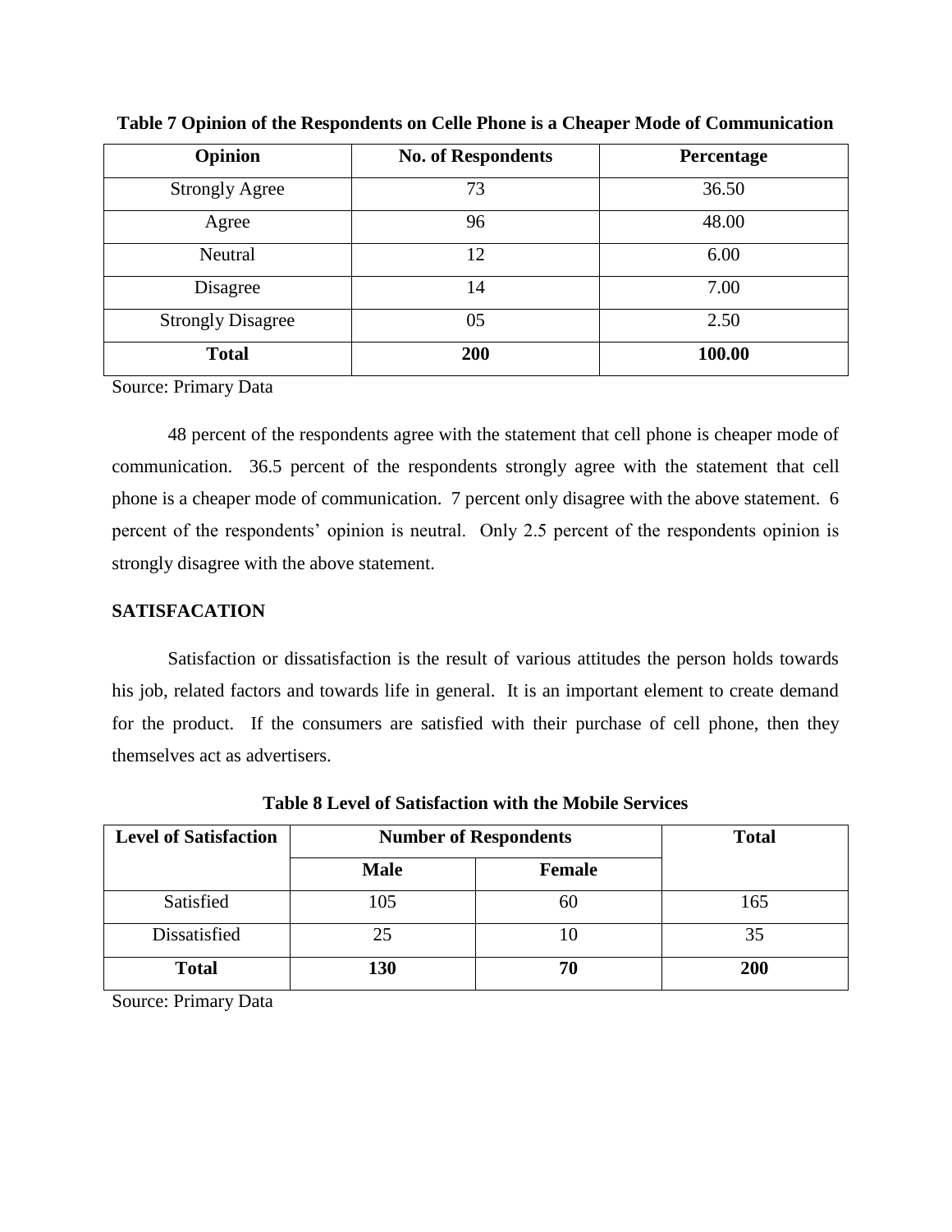**Table 7 Opinion of the Respondents on Celle Phone is a Cheaper Mode of Communication**

| Opinion | No. of Respondents | Percentage |
|---|---|---|
| Strongly Agree | 73 | 36.50 |
| Agree | 96 | 48.00 |
| Neutral | 12 | 6.00 |
| Disagree | 14 | 7.00 |
| Strongly Disagree | 05 | 2.50 |
| **Total** | **200** | **100.00** |

Source: Primary Data

48 percent of the respondents agree with the statement that cell phone is cheaper mode of communication. 36.5 percent of the respondents strongly agree with the statement that cell phone is a cheaper mode of communication. 7 percent only disagree with the above statement. 6 percent of the respondents' opinion is neutral. Only 2.5 percent of the respondents opinion is strongly disagree with the above statement.

## SATISFACATION

Satisfaction or dissatisfaction is the result of various attitudes the person holds towards his job, related factors and towards life in general. It is an important element to create demand for the product. If the consumers are satisfied with their purchase of cell phone, then they themselves act as advertisers.

**Table 8 Level of Satisfaction with the Mobile Services**

| Level of Satisfaction | Number of Respondents | | Total |
|---|---|---|---|
| | Male | Female | |
| Satisfied | 105 | 60 | 165 |
| Dissatisfied | 25 | 10 | 35 |
| **Total** | **130** | **70** | **200** |

Source: Primary Data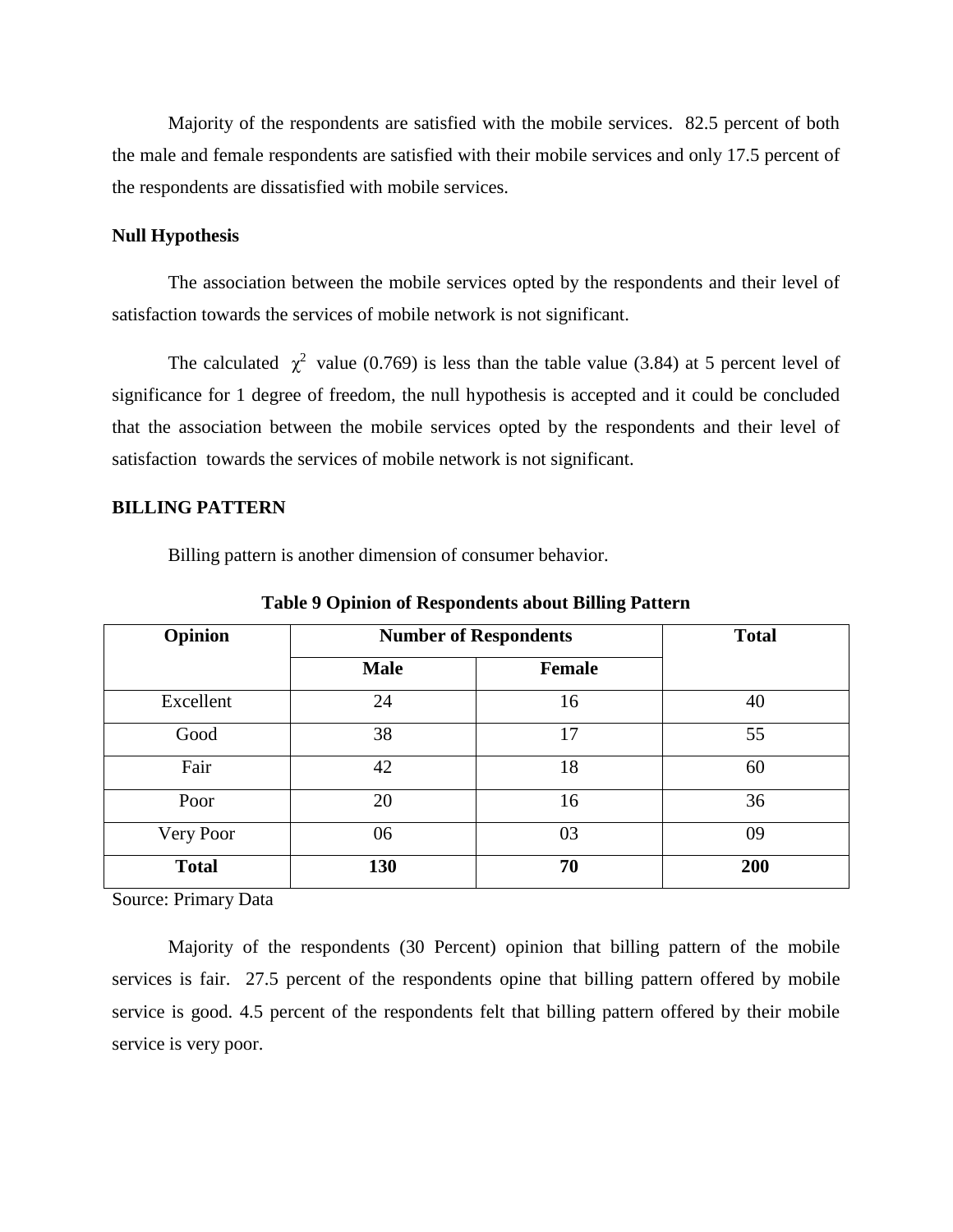Majority of the respondents are satisfied with the mobile services. 82.5 percent of both the male and female respondents are satisfied with their mobile services and only 17.5 percent of the respondents are dissatisfied with mobile services.

**Null Hypothesis**

The association between the mobile services opted by the respondents and their level of satisfaction towards the services of mobile network is not significant.

The calculated $\chi^2$ value (0.769) is less than the table value (3.84) at 5 percent level of significance for 1 degree of freedom, the null hypothesis is accepted and it could be concluded that the association between the mobile services opted by the respondents and their level of satisfaction towards the services of mobile network is not significant.

**BILLING PATTERN**

Billing pattern is another dimension of consumer behavior.

**Table 9 Opinion of Respondents about Billing Pattern**

| Opinion | Number of Respondents | | Total |
|---|---|---|---|
| | Male | Female | |
| Excellent | 24 | 16 | 40 |
| Good | 38 | 17 | 55 |
| Fair | 42 | 18 | 60 |
| Poor | 20 | 16 | 36 |
| Very Poor | 06 | 03 | 09 |
| **Total** | **130** | **70** | **200** |

Source: Primary Data

Majority of the respondents (30 Percent) opinion that billing pattern of the mobile services is fair. 27.5 percent of the respondents opine that billing pattern offered by mobile service is good. 4.5 percent of the respondents felt that billing pattern offered by their mobile service is very poor.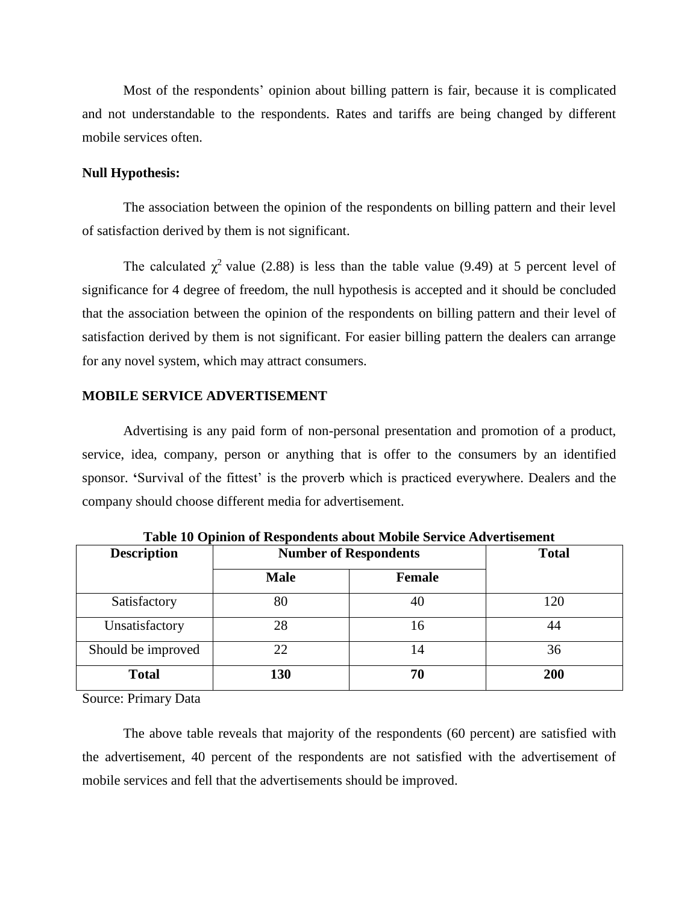Most of the respondents' opinion about billing pattern is fair, because it is complicated and not understandable to the respondents. Rates and tariffs are being changed by different mobile services often.

**Null Hypothesis:**

The association between the opinion of the respondents on billing pattern and their level of satisfaction derived by them is not significant.

The calculated $\chi^2$ value (2.88) is less than the table value (9.49) at 5 percent level of significance for 4 degree of freedom, the null hypothesis is accepted and it should be concluded that the association between the opinion of the respondents on billing pattern and their level of satisfaction derived by them is not significant. For easier billing pattern the dealers can arrange for any novel system, which may attract consumers.

## MOBILE SERVICE ADVERTISEMENT

Advertising is any paid form of non-personal presentation and promotion of a product, service, idea, company, person or anything that is offer to the consumers by an identified sponsor. 'Survival of the fittest' is the proverb which is practiced everywhere. Dealers and the company should choose different media for advertisement.

**Table 10 Opinion of Respondents about Mobile Service Advertisement**

| Description | Number of Respondents | | Total |
|---|---|---|---|
| | Male | Female | |
| Satisfactory | 80 | 40 | 120 |
| Unsatisfactory | 28 | 16 | 44 |
| Should be improved | 22 | 14 | 36 |
| **Total** | **130** | **70** | **200** |

Source: Primary Data

The above table reveals that majority of the respondents (60 percent) are satisfied with the advertisement, 40 percent of the respondents are not satisfied with the advertisement of mobile services and fell that the advertisements should be improved.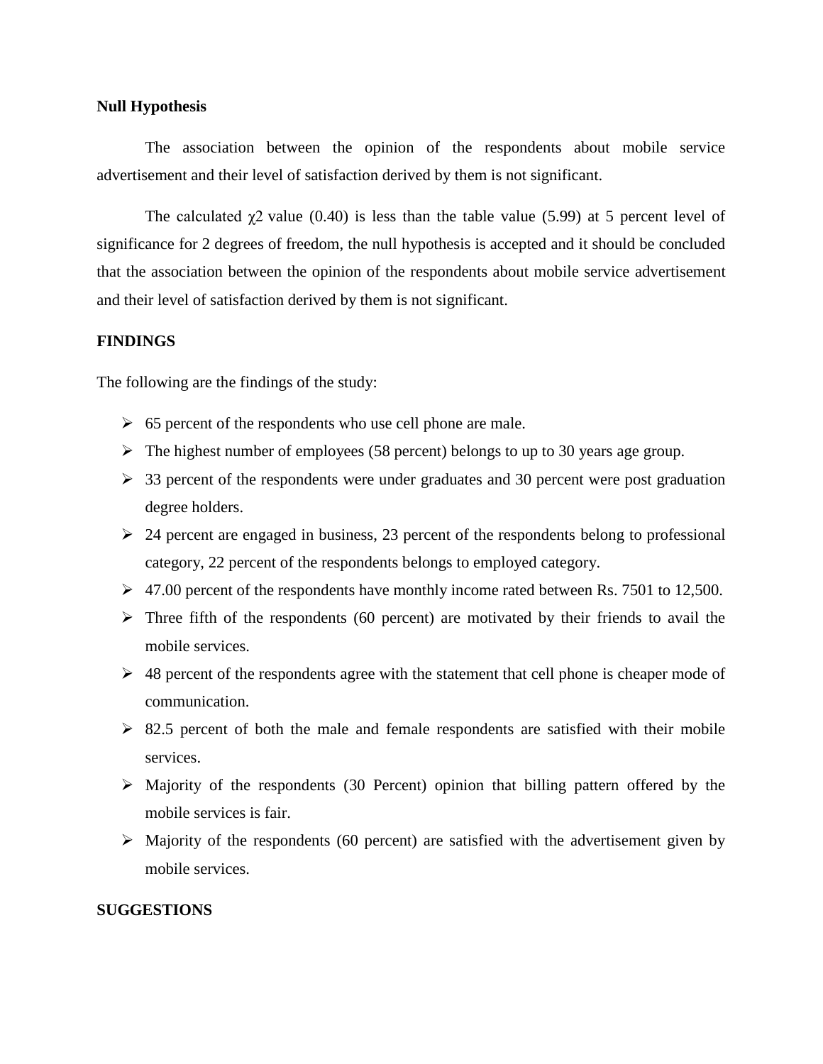**Null Hypothesis**

The association between the opinion of the respondents about mobile service advertisement and their level of satisfaction derived by them is not significant.

The calculated $\chi 2$ value (0.40) is less than the table value (5.99) at 5 percent level of significance for 2 degrees of freedom, the null hypothesis is accepted and it should be concluded that the association between the opinion of the respondents about mobile service advertisement and their level of satisfaction derived by them is not significant.

**FINDINGS**

The following are the findings of the study:

- 65 percent of the respondents who use cell phone are male.
- The highest number of employees (58 percent) belongs to up to 30 years age group.
- 33 percent of the respondents were under graduates and 30 percent were post graduation degree holders.
- 24 percent are engaged in business, 23 percent of the respondents belong to professional category, 22 percent of the respondents belongs to employed category.
- 47.00 percent of the respondents have monthly income rated between Rs. 7501 to 12,500.
- Three fifth of the respondents (60 percent) are motivated by their friends to avail the mobile services.
- 48 percent of the respondents agree with the statement that cell phone is cheaper mode of communication.
- 82.5 percent of both the male and female respondents are satisfied with their mobile services.
- Majority of the respondents (30 Percent) opinion that billing pattern offered by the mobile services is fair.
- Majority of the respondents (60 percent) are satisfied with the advertisement given by mobile services.

**SUGGESTIONS**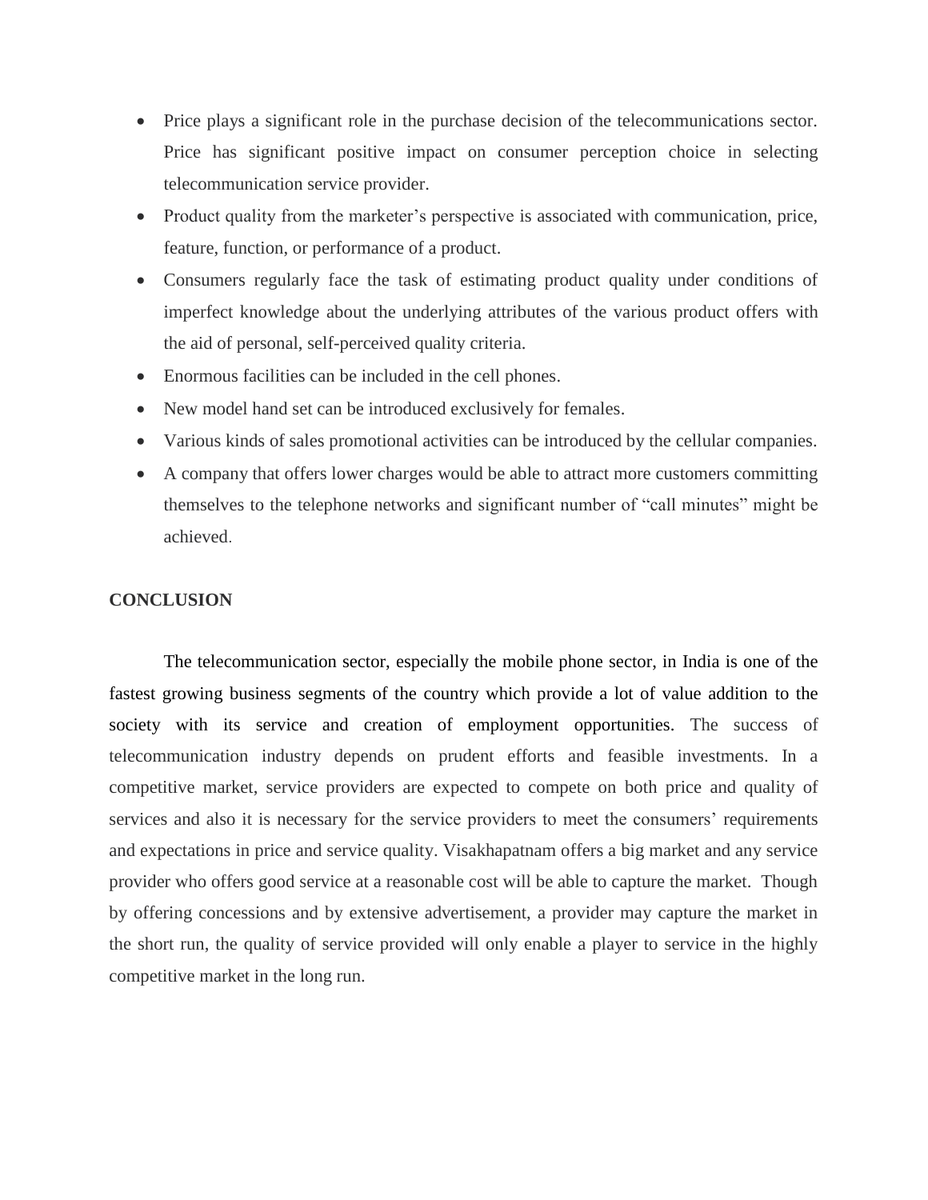- Price plays a significant role in the purchase decision of the telecommunications sector. Price has significant positive impact on consumer perception choice in selecting telecommunication service provider.
- Product quality from the marketer's perspective is associated with communication, price, feature, function, or performance of a product.
- Consumers regularly face the task of estimating product quality under conditions of imperfect knowledge about the underlying attributes of the various product offers with the aid of personal, self-perceived quality criteria.
- Enormous facilities can be included in the cell phones.
- New model hand set can be introduced exclusively for females.
- Various kinds of sales promotional activities can be introduced by the cellular companies.
- A company that offers lower charges would be able to attract more customers committing themselves to the telephone networks and significant number of "call minutes" might be achieved.

**CONCLUSION**

The telecommunication sector, especially the mobile phone sector, in India is one of the fastest growing business segments of the country which provide a lot of value addition to the society with its service and creation of employment opportunities. The success of telecommunication industry depends on prudent efforts and feasible investments. In a competitive market, service providers are expected to compete on both price and quality of services and also it is necessary for the service providers to meet the consumers' requirements and expectations in price and service quality. Visakhapatnam offers a big market and any service provider who offers good service at a reasonable cost will be able to capture the market. Though by offering concessions and by extensive advertisement, a provider may capture the market in the short run, the quality of service provided will only enable a player to service in the highly competitive market in the long run.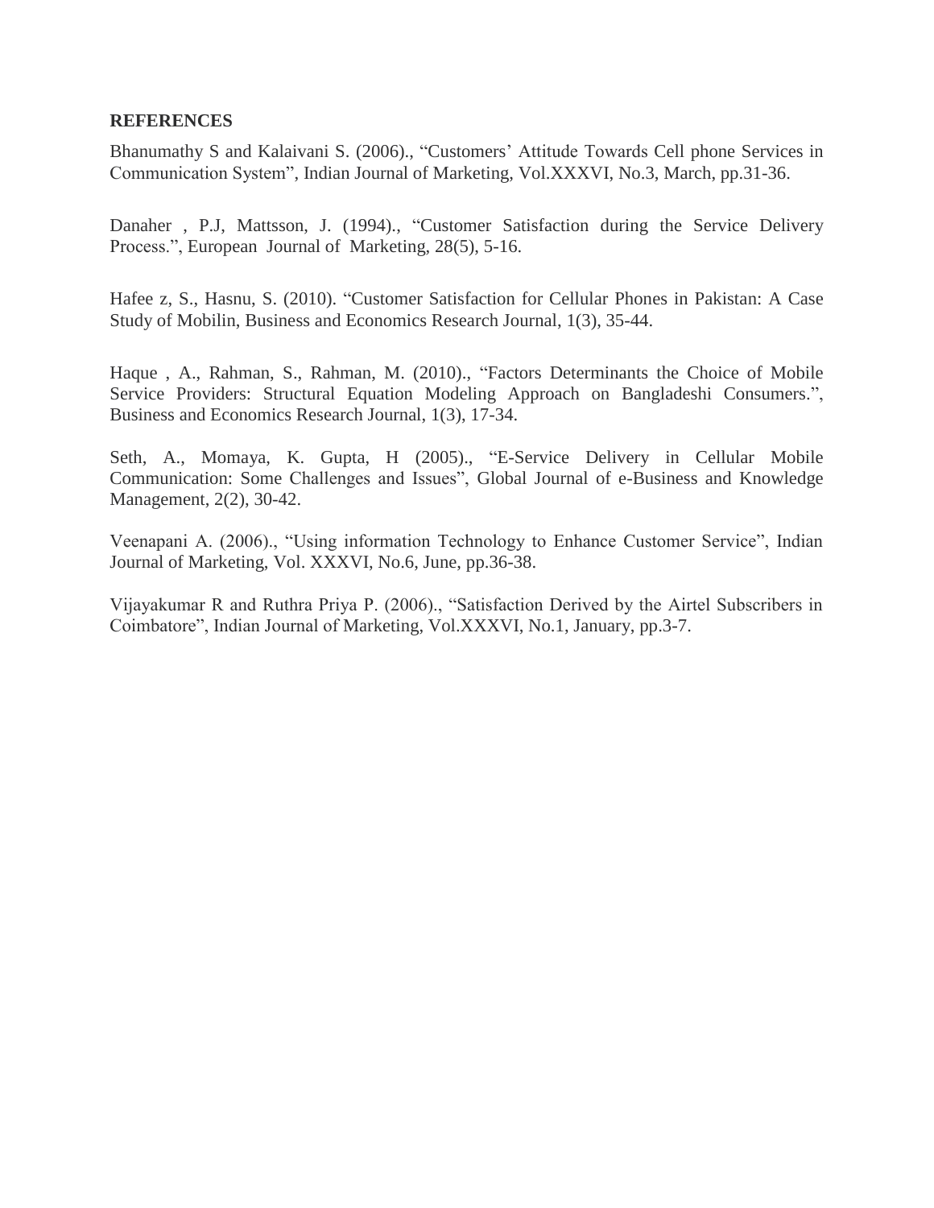**REFERENCES**

Bhanumathy S and Kalaivani S. (2006)., "Customers' Attitude Towards Cell phone Services in Communication System", Indian Journal of Marketing, Vol.XXXVI, No.3, March, pp.31-36.

Danaher , P.J, Mattsson, J. (1994)., "Customer Satisfaction during the Service Delivery Process.", European Journal of Marketing, 28(5), 5-16.

Hafee z, S., Hasnu, S. (2010). "Customer Satisfaction for Cellular Phones in Pakistan: A Case Study of Mobilin, Business and Economics Research Journal, 1(3), 35-44.

Haque , A., Rahman, S., Rahman, M. (2010)., "Factors Determinants the Choice of Mobile Service Providers: Structural Equation Modeling Approach on Bangladeshi Consumers.", Business and Economics Research Journal, 1(3), 17-34.

Seth, A., Momaya, K. Gupta, H (2005)., "E-Service Delivery in Cellular Mobile Communication: Some Challenges and Issues", Global Journal of e-Business and Knowledge Management, 2(2), 30-42.

Veenapani A. (2006)., "Using information Technology to Enhance Customer Service", Indian Journal of Marketing, Vol. XXXVI, No.6, June, pp.36-38.

Vijayakumar R and Ruthra Priya P. (2006)., "Satisfaction Derived by the Airtel Subscribers in Coimbatore", Indian Journal of Marketing, Vol.XXXVI, No.1, January, pp.3-7.